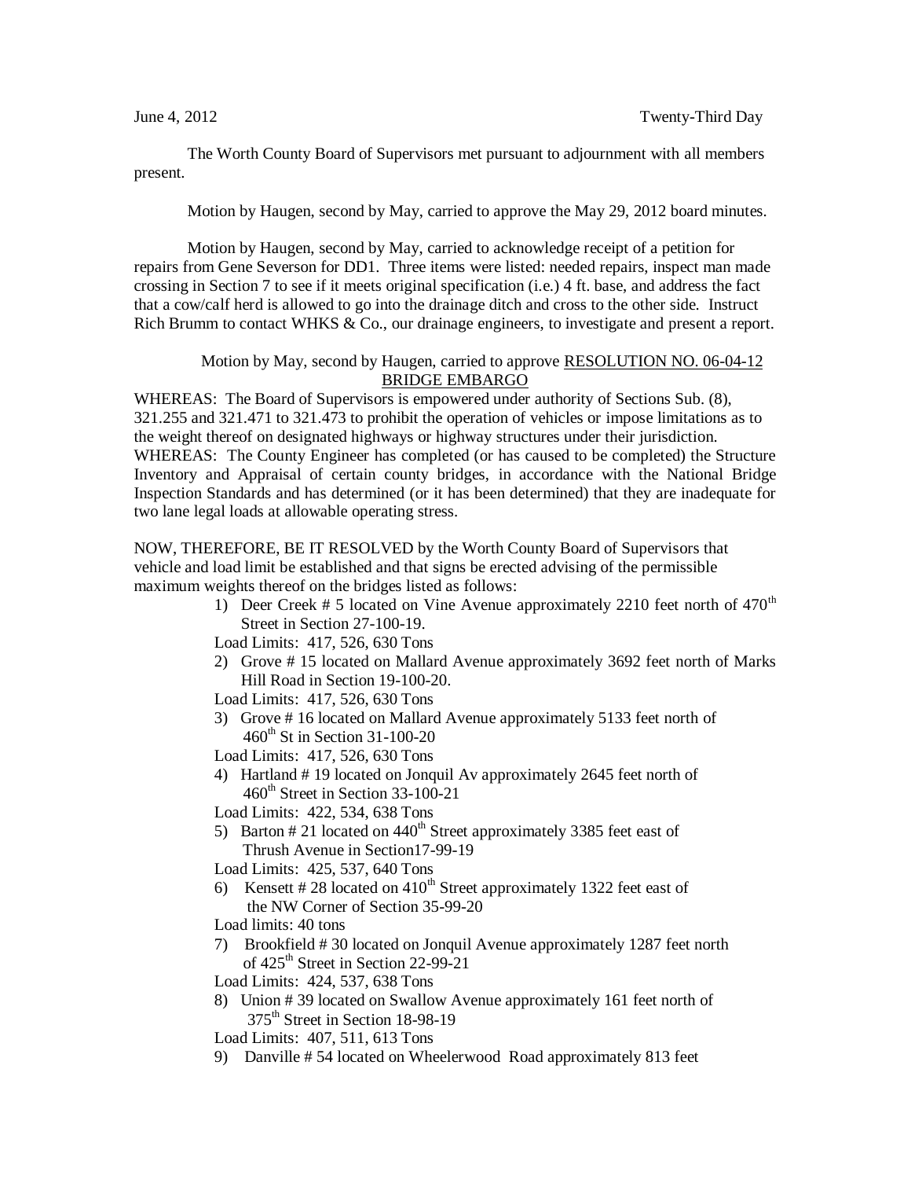June 4, 2012 Twenty-Third Day

The Worth County Board of Supervisors met pursuant to adjournment with all members present.

Motion by Haugen, second by May, carried to approve the May 29, 2012 board minutes.

Motion by Haugen, second by May, carried to acknowledge receipt of a petition for repairs from Gene Severson for DD1. Three items were listed: needed repairs, inspect man made crossing in Section 7 to see if it meets original specification (i.e.) 4 ft. base, and address the fact that a cow/calf herd is allowed to go into the drainage ditch and cross to the other side. Instruct Rich Brumm to contact WHKS & Co., our drainage engineers, to investigate and present a report.

Motion by May, second by Haugen, carried to approve RESOLUTION NO. 06-04-12 BRIDGE EMBARGO

WHEREAS: The Board of Supervisors is empowered under authority of Sections Sub. (8), 321.255 and 321.471 to 321.473 to prohibit the operation of vehicles or impose limitations as to the weight thereof on designated highways or highway structures under their jurisdiction.

WHEREAS: The County Engineer has completed (or has caused to be completed) the Structure Inventory and Appraisal of certain county bridges, in accordance with the National Bridge Inspection Standards and has determined (or it has been determined) that they are inadequate for two lane legal loads at allowable operating stress.

NOW, THEREFORE, BE IT RESOLVED by the Worth County Board of Supervisors that vehicle and load limit be established and that signs be erected advising of the permissible maximum weights thereof on the bridges listed as follows:

1) Deer Creek # 5 located on Vine Avenue approximately 2210 feet north of 470th Street in Section 27-100-19.
   Load Limits: 417, 526, 630 Tons
2) Grove # 15 located on Mallard Avenue approximately 3692 feet north of Marks Hill Road in Section 19-100-20.
   Load Limits: 417, 526, 630 Tons
3) Grove # 16 located on Mallard Avenue approximately 5133 feet north of 460th St in Section 31-100-20
   Load Limits: 417, 526, 630 Tons
4) Hartland # 19 located on Jonquil Av approximately 2645 feet north of 460th Street in Section 33-100-21
   Load Limits: 422, 534, 638 Tons
5) Barton # 21 located on 440th Street approximately 3385 feet east of Thrush Avenue in Section17-99-19
   Load Limits: 425, 537, 640 Tons
6) Kensett # 28 located on 410th Street approximately 1322 feet east of the NW Corner of Section 35-99-20
   Load limits: 40 tons
7) Brookfield # 30 located on Jonquil Avenue approximately 1287 feet north of 425th Street in Section 22-99-21
   Load Limits: 424, 537, 638 Tons
8) Union # 39 located on Swallow Avenue approximately 161 feet north of 375th Street in Section 18-98-19
   Load Limits: 407, 511, 613 Tons
9) Danville # 54 located on Wheelerwood Road approximately 813 feet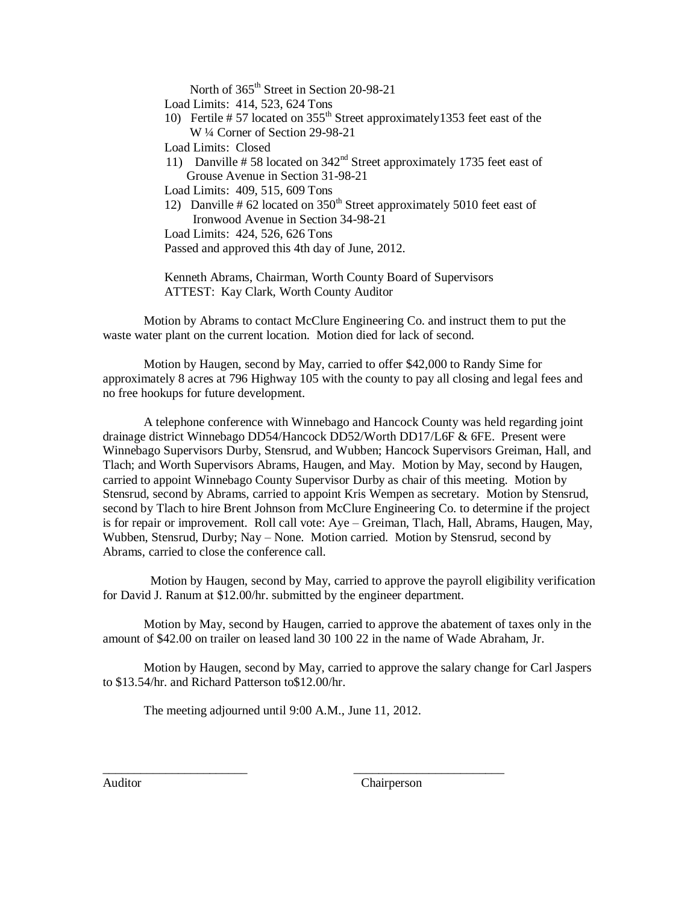North of 365th Street in Section 20-98-21

Load Limits: 414, 523, 624 Tons

10) Fertile # 57 located on 355th Street approximately1353 feet east of the W ¼ Corner of Section 29-98-21

Load Limits: Closed

11) Danville # 58 located on 342nd Street approximately 1735 feet east of Grouse Avenue in Section 31-98-21

Load Limits: 409, 515, 609 Tons

12) Danville # 62 located on 350th Street approximately 5010 feet east of Ironwood Avenue in Section 34-98-21

Load Limits: 424, 526, 626 Tons

Passed and approved this 4th day of June, 2012.

Kenneth Abrams, Chairman, Worth County Board of Supervisors
ATTEST: Kay Clark, Worth County Auditor

Motion by Abrams to contact McClure Engineering Co. and instruct them to put the waste water plant on the current location. Motion died for lack of second.

Motion by Haugen, second by May, carried to offer $42,000 to Randy Sime for approximately 8 acres at 796 Highway 105 with the county to pay all closing and legal fees and no free hookups for future development.

A telephone conference with Winnebago and Hancock County was held regarding joint drainage district Winnebago DD54/Hancock DD52/Worth DD17/L6F & 6FE. Present were Winnebago Supervisors Durby, Stensrud, and Wubben; Hancock Supervisors Greiman, Hall, and Tlach; and Worth Supervisors Abrams, Haugen, and May. Motion by May, second by Haugen, carried to appoint Winnebago County Supervisor Durby as chair of this meeting. Motion by Stensrud, second by Abrams, carried to appoint Kris Wempen as secretary. Motion by Stensrud, second by Tlach to hire Brent Johnson from McClure Engineering Co. to determine if the project is for repair or improvement. Roll call vote: Aye – Greiman, Tlach, Hall, Abrams, Haugen, May, Wubben, Stensrud, Durby; Nay – None. Motion carried. Motion by Stensrud, second by Abrams, carried to close the conference call.

Motion by Haugen, second by May, carried to approve the payroll eligibility verification for David J. Ranum at $12.00/hr. submitted by the engineer department.

Motion by May, second by Haugen, carried to approve the abatement of taxes only in the amount of $42.00 on trailer on leased land 30 100 22 in the name of Wade Abraham, Jr.

Motion by Haugen, second by May, carried to approve the salary change for Carl Jaspers to $13.54/hr. and Richard Patterson to$12.00/hr.

The meeting adjourned until 9:00 A.M., June 11, 2012.

_______________________ _______________________

Auditor Chairperson